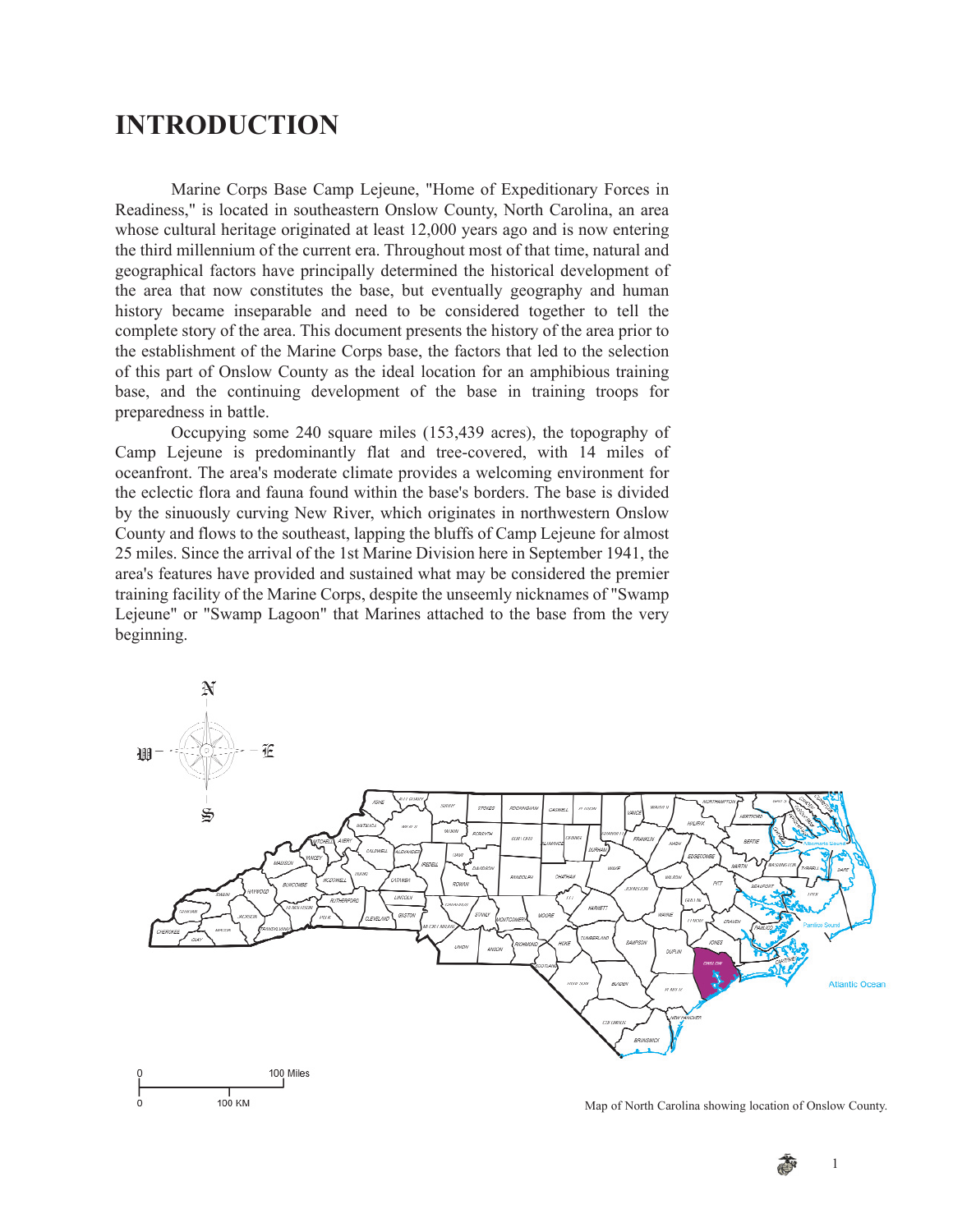# INTRODUCTION

Marine Corps Base Camp Lejeune, "Home of Expeditionary Forces in Readiness," is located in southeastern Onslow County, North Carolina, an area whose cultural heritage originated at least 12,000 years ago and is now entering the third millennium of the current era. Throughout most of that time, natural and geographical factors have principally determined the historical development of the area that now constitutes the base, but eventually geography and human history became inseparable and need to be considered together to tell the complete story of the area. This document presents the history of the area prior to the establishment of the Marine Corps base, the factors that led to the selection of this part of Onslow County as the ideal location for an amphibious training base, and the continuing development of the base in training troops for preparedness in battle.

Occupying some 240 square miles (153,439 acres), the topography of Camp Lejeune is predominantly flat and tree-covered, with 14 miles of oceanfront. The area's moderate climate provides a welcoming environment for the eclectic flora and fauna found within the base's borders. The base is divided by the sinuously curving New River, which originates in northwestern Onslow County and flows to the southeast, lapping the bluffs of Camp Lejeune for almost 25 miles. Since the arrival of the 1st Marine Division here in September 1941, the area's features have provided and sustained what may be considered the premier training facility of the Marine Corps, despite the unseemly nicknames of "Swamp Lejeune" or "Swamp Lagoon" that Marines attached to the base from the very beginning.

Map of North Carolina showing location of Onslow County.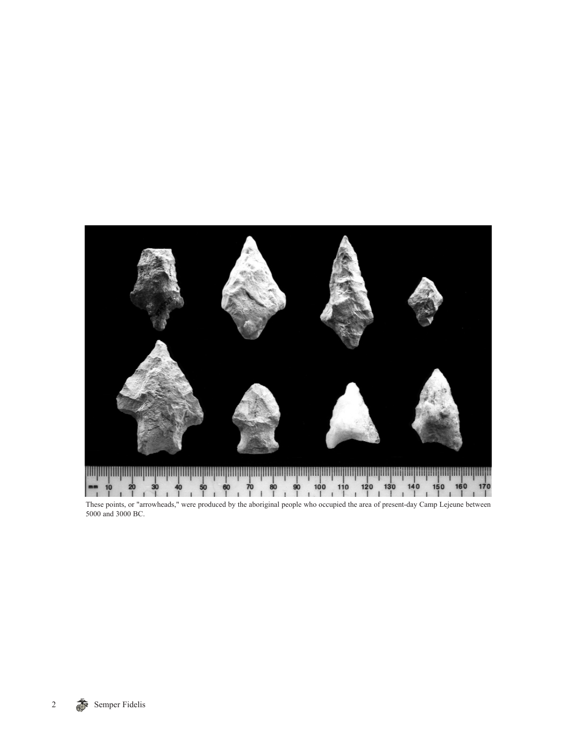These points, or "arrowheads," were produced by the aboriginal people who occupied the area of present-day Camp Lejeune between 5000 and 3000 BC.